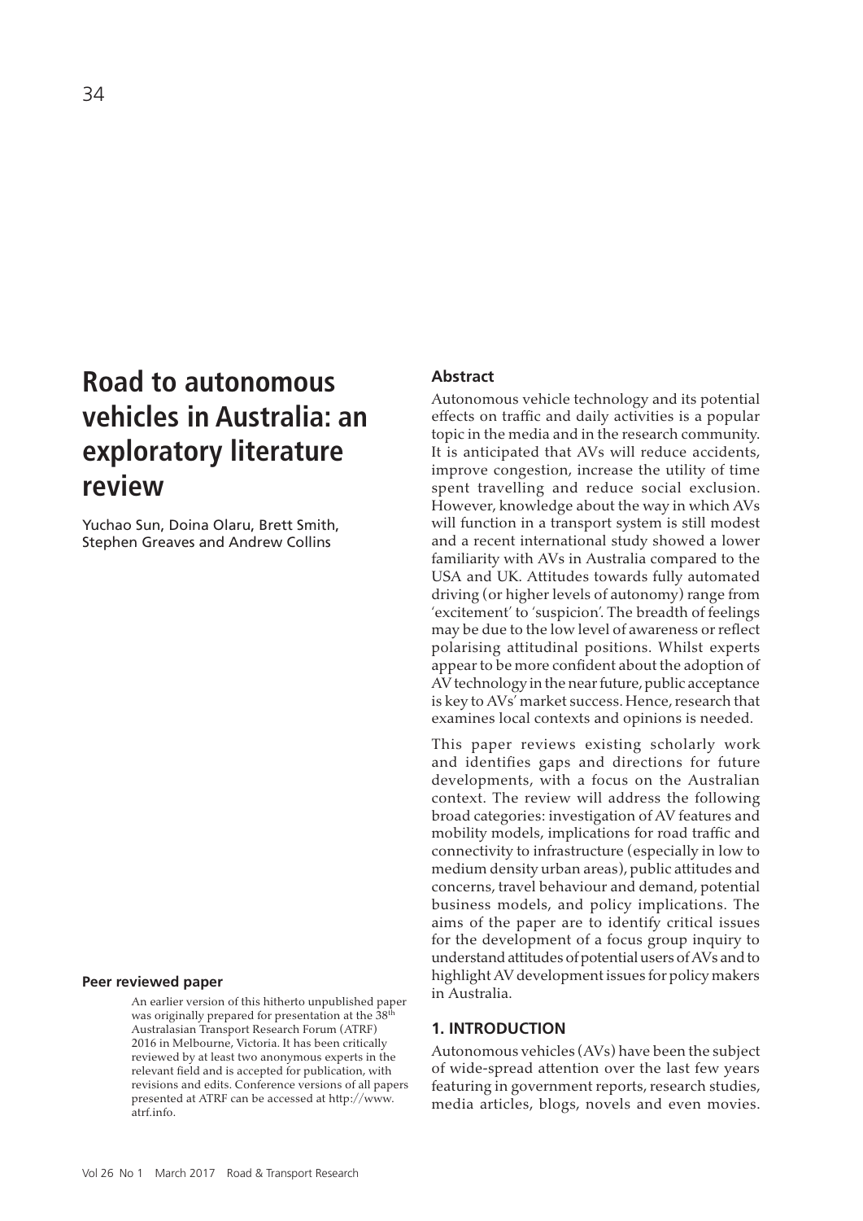# Road to autonomous vehicles in Australia: an exploratory literature review

Yuchao Sun, Doina Olaru, Brett Smith, Stephen Greaves and Andrew Collins

**Peer reviewed paper**

An earlier version of this hitherto unpublished paper was originally prepared for presentation at the 38th Australasian Transport Research Forum (ATRF) 2016 in Melbourne, Victoria. It has been critically reviewed by at least two anonymous experts in the relevant field and is accepted for publication, with revisions and edits. Conference versions of all papers presented at ATRF can be accessed at http://www.atrf.info.

## Abstract

Autonomous vehicle technology and its potential effects on traffic and daily activities is a popular topic in the media and in the research community. It is anticipated that AVs will reduce accidents, improve congestion, increase the utility of time spent travelling and reduce social exclusion. However, knowledge about the way in which AVs will function in a transport system is still modest and a recent international study showed a lower familiarity with AVs in Australia compared to the USA and UK. Attitudes towards fully automated driving (or higher levels of autonomy) range from 'excitement' to 'suspicion'. The breadth of feelings may be due to the low level of awareness or reflect polarising attitudinal positions. Whilst experts appear to be more confident about the adoption of AV technology in the near future, public acceptance is key to AVs' market success. Hence, research that examines local contexts and opinions is needed.

This paper reviews existing scholarly work and identifies gaps and directions for future developments, with a focus on the Australian context. The review will address the following broad categories: investigation of AV features and mobility models, implications for road traffic and connectivity to infrastructure (especially in low to medium density urban areas), public attitudes and concerns, travel behaviour and demand, potential business models, and policy implications. The aims of the paper are to identify critical issues for the development of a focus group inquiry to understand attitudes of potential users of AVs and to highlight AV development issues for policy makers in Australia.

## 1. INTRODUCTION

Autonomous vehicles (AVs) have been the subject of wide-spread attention over the last few years featuring in government reports, research studies, media articles, blogs, novels and even movies.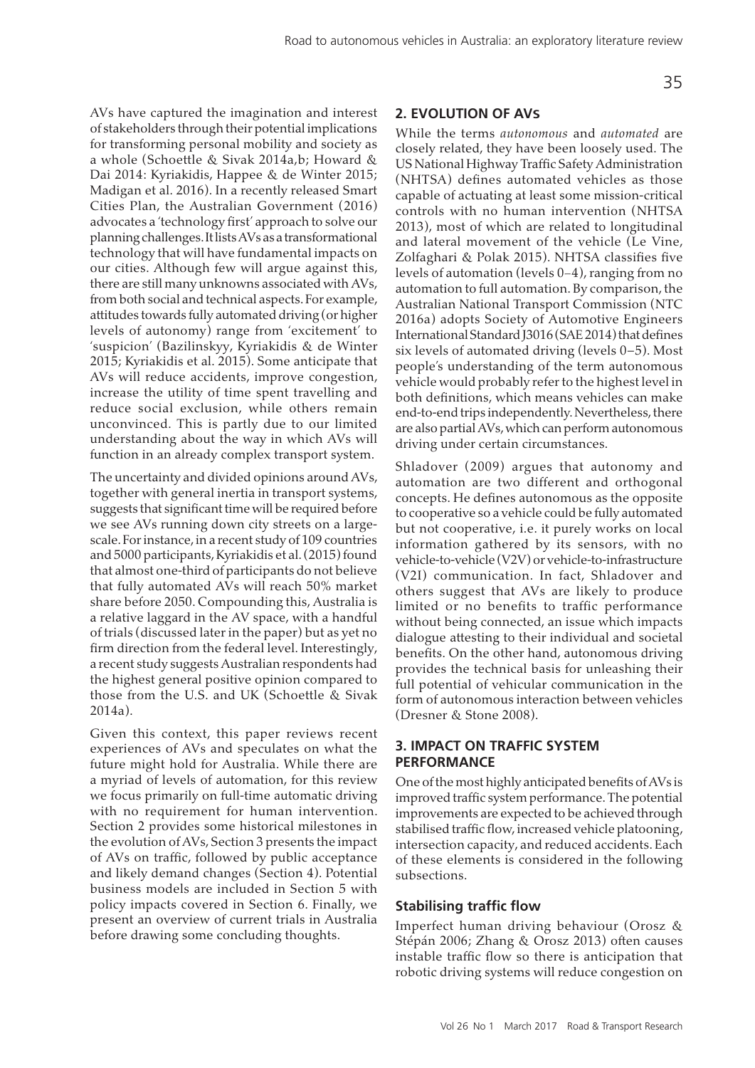AVs have captured the imagination and interest of stakeholders through their potential implications for transforming personal mobility and society as a whole (Schoettle & Sivak 2014a,b; Howard & Dai 2014: Kyriakidis, Happee & de Winter 2015; Madigan et al. 2016). In a recently released Smart Cities Plan, the Australian Government (2016) advocates a 'technology first' approach to solve our planning challenges. It lists AVs as a transformational technology that will have fundamental impacts on our cities. Although few will argue against this, there are still many unknowns associated with AVs, from both social and technical aspects. For example, attitudes towards fully automated driving (or higher levels of autonomy) range from 'excitement' to 'suspicion' (Bazilinskyy, Kyriakidis & de Winter 2015; Kyriakidis et al. 2015). Some anticipate that AVs will reduce accidents, improve congestion, increase the utility of time spent travelling and reduce social exclusion, while others remain unconvinced. This is partly due to our limited understanding about the way in which AVs will function in an already complex transport system.

The uncertainty and divided opinions around AVs, together with general inertia in transport systems, suggests that significant time will be required before we see AVs running down city streets on a large-scale. For instance, in a recent study of 109 countries and 5000 participants, Kyriakidis et al. (2015) found that almost one-third of participants do not believe that fully automated AVs will reach 50% market share before 2050. Compounding this, Australia is a relative laggard in the AV space, with a handful of trials (discussed later in the paper) but as yet no firm direction from the federal level. Interestingly, a recent study suggests Australian respondents had the highest general positive opinion compared to those from the U.S. and UK (Schoettle & Sivak 2014a).

Given this context, this paper reviews recent experiences of AVs and speculates on what the future might hold for Australia. While there are a myriad of levels of automation, for this review we focus primarily on full-time automatic driving with no requirement for human intervention. Section 2 provides some historical milestones in the evolution of AVs, Section 3 presents the impact of AVs on traffic, followed by public acceptance and likely demand changes (Section 4). Potential business models are included in Section 5 with policy impacts covered in Section 6. Finally, we present an overview of current trials in Australia before drawing some concluding thoughts.

## 2. EVOLUTION OF AVs

While the terms *autonomous* and *automated* are closely related, they have been loosely used. The US National Highway Traffic Safety Administration (NHTSA) defines automated vehicles as those capable of actuating at least some mission-critical controls with no human intervention (NHTSA 2013), most of which are related to longitudinal and lateral movement of the vehicle (Le Vine, Zolfaghari & Polak 2015). NHTSA classifies five levels of automation (levels 0–4), ranging from no automation to full automation. By comparison, the Australian National Transport Commission (NTC 2016a) adopts Society of Automotive Engineers International Standard J3016 (SAE 2014) that defines six levels of automated driving (levels 0–5). Most people's understanding of the term autonomous vehicle would probably refer to the highest level in both definitions, which means vehicles can make end-to-end trips independently. Nevertheless, there are also partial AVs, which can perform autonomous driving under certain circumstances.

Shladover (2009) argues that autonomy and automation are two different and orthogonal concepts. He defines autonomous as the opposite to cooperative so a vehicle could be fully automated but not cooperative, i.e. it purely works on local information gathered by its sensors, with no vehicle-to-vehicle (V2V) or vehicle-to-infrastructure (V2I) communication. In fact, Shladover and others suggest that AVs are likely to produce limited or no benefits to traffic performance without being connected, an issue which impacts dialogue attesting to their individual and societal benefits. On the other hand, autonomous driving provides the technical basis for unleashing their full potential of vehicular communication in the form of autonomous interaction between vehicles (Dresner & Stone 2008).

## 3. IMPACT ON TRAFFIC SYSTEM PERFORMANCE

One of the most highly anticipated benefits of AVs is improved traffic system performance. The potential improvements are expected to be achieved through stabilised traffic flow, increased vehicle platooning, intersection capacity, and reduced accidents. Each of these elements is considered in the following subsections.

### Stabilising traffic flow

Imperfect human driving behaviour (Orosz & Stépán 2006; Zhang & Orosz 2013) often causes instable traffic flow so there is anticipation that robotic driving systems will reduce congestion on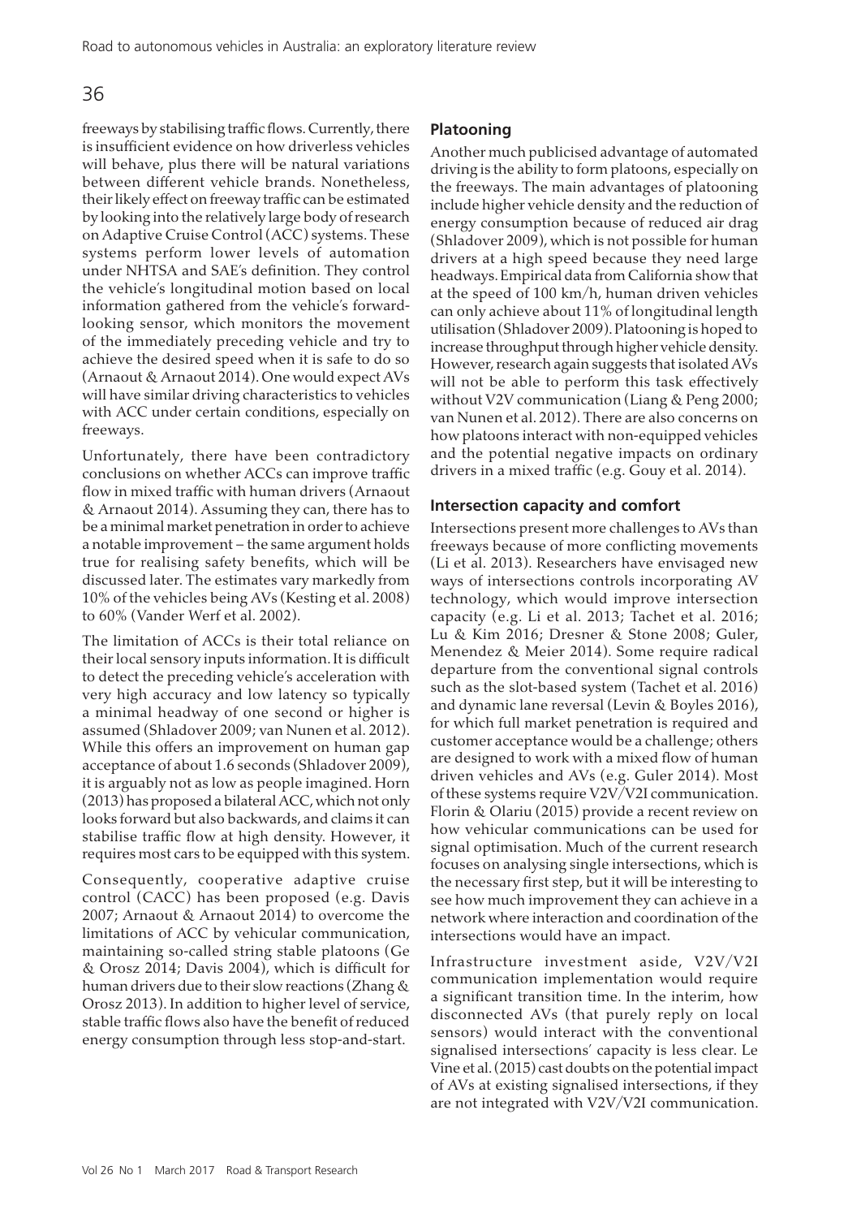freeways by stabilising traffic flows. Currently, there is insufficient evidence on how driverless vehicles will behave, plus there will be natural variations between different vehicle brands. Nonetheless, their likely effect on freeway traffic can be estimated by looking into the relatively large body of research on Adaptive Cruise Control (ACC) systems. These systems perform lower levels of automation under NHTSA and SAE's definition. They control the vehicle's longitudinal motion based on local information gathered from the vehicle's forward-looking sensor, which monitors the movement of the immediately preceding vehicle and try to achieve the desired speed when it is safe to do so (Arnaout & Arnaout 2014). One would expect AVs will have similar driving characteristics to vehicles with ACC under certain conditions, especially on freeways.

Unfortunately, there have been contradictory conclusions on whether ACCs can improve traffic flow in mixed traffic with human drivers (Arnaout & Arnaout 2014). Assuming they can, there has to be a minimal market penetration in order to achieve a notable improvement – the same argument holds true for realising safety benefits, which will be discussed later. The estimates vary markedly from 10% of the vehicles being AVs (Kesting et al. 2008) to 60% (Vander Werf et al. 2002).

The limitation of ACCs is their total reliance on their local sensory inputs information. It is difficult to detect the preceding vehicle's acceleration with very high accuracy and low latency so typically a minimal headway of one second or higher is assumed (Shladover 2009; van Nunen et al. 2012). While this offers an improvement on human gap acceptance of about 1.6 seconds (Shladover 2009), it is arguably not as low as people imagined. Horn (2013) has proposed a bilateral ACC, which not only looks forward but also backwards, and claims it can stabilise traffic flow at high density. However, it requires most cars to be equipped with this system.

Consequently, cooperative adaptive cruise control (CACC) has been proposed (e.g. Davis 2007; Arnaout & Arnaout 2014) to overcome the limitations of ACC by vehicular communication, maintaining so-called string stable platoons (Ge & Orosz 2014; Davis 2004), which is difficult for human drivers due to their slow reactions (Zhang & Orosz 2013). In addition to higher level of service, stable traffic flows also have the benefit of reduced energy consumption through less stop-and-start.

### Platooning

Another much publicised advantage of automated driving is the ability to form platoons, especially on the freeways. The main advantages of platooning include higher vehicle density and the reduction of energy consumption because of reduced air drag (Shladover 2009), which is not possible for human drivers at a high speed because they need large headways. Empirical data from California show that at the speed of 100 km/h, human driven vehicles can only achieve about 11% of longitudinal length utilisation (Shladover 2009). Platooning is hoped to increase throughput through higher vehicle density. However, research again suggests that isolated AVs will not be able to perform this task effectively without V2V communication (Liang & Peng 2000; van Nunen et al. 2012). There are also concerns on how platoons interact with non-equipped vehicles and the potential negative impacts on ordinary drivers in a mixed traffic (e.g. Gouy et al. 2014).

### Intersection capacity and comfort

Intersections present more challenges to AVs than freeways because of more conflicting movements (Li et al. 2013). Researchers have envisaged new ways of intersections controls incorporating AV technology, which would improve intersection capacity (e.g. Li et al. 2013; Tachet et al. 2016; Lu & Kim 2016; Dresner & Stone 2008; Guler, Menendez & Meier 2014). Some require radical departure from the conventional signal controls such as the slot-based system (Tachet et al. 2016) and dynamic lane reversal (Levin & Boyles 2016), for which full market penetration is required and customer acceptance would be a challenge; others are designed to work with a mixed flow of human driven vehicles and AVs (e.g. Guler 2014). Most of these systems require V2V/V2I communication. Florin & Olariu (2015) provide a recent review on how vehicular communications can be used for signal optimisation. Much of the current research focuses on analysing single intersections, which is the necessary first step, but it will be interesting to see how much improvement they can achieve in a network where interaction and coordination of the intersections would have an impact.

Infrastructure investment aside, V2V/V2I communication implementation would require a significant transition time. In the interim, how disconnected AVs (that purely reply on local sensors) would interact with the conventional signalised intersections' capacity is less clear. Le Vine et al. (2015) cast doubts on the potential impact of AVs at existing signalised intersections, if they are not integrated with V2V/V2I communication.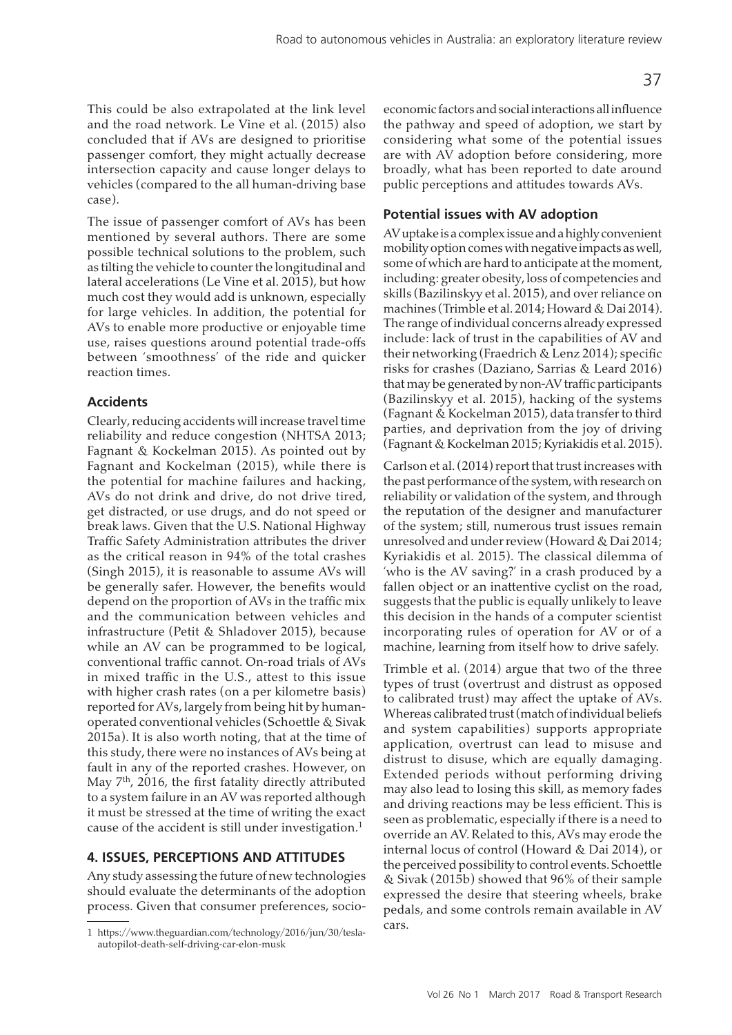This could be also extrapolated at the link level and the road network. Le Vine et al. (2015) also concluded that if AVs are designed to prioritise passenger comfort, they might actually decrease intersection capacity and cause longer delays to vehicles (compared to the all human-driving base case).

The issue of passenger comfort of AVs has been mentioned by several authors. There are some possible technical solutions to the problem, such as tilting the vehicle to counter the longitudinal and lateral accelerations (Le Vine et al. 2015), but how much cost they would add is unknown, especially for large vehicles. In addition, the potential for AVs to enable more productive or enjoyable time use, raises questions around potential trade-offs between 'smoothness' of the ride and quicker reaction times.

### Accidents

Clearly, reducing accidents will increase travel time reliability and reduce congestion (NHTSA 2013; Fagnant & Kockelman 2015). As pointed out by Fagnant and Kockelman (2015), while there is the potential for machine failures and hacking, AVs do not drink and drive, do not drive tired, get distracted, or use drugs, and do not speed or break laws. Given that the U.S. National Highway Traffic Safety Administration attributes the driver as the critical reason in 94% of the total crashes (Singh 2015), it is reasonable to assume AVs will be generally safer. However, the benefits would depend on the proportion of AVs in the traffic mix and the communication between vehicles and infrastructure (Petit & Shladover 2015), because while an AV can be programmed to be logical, conventional traffic cannot. On-road trials of AVs in mixed traffic in the U.S., attest to this issue with higher crash rates (on a per kilometre basis) reported for AVs, largely from being hit by human-operated conventional vehicles (Schoettle & Sivak 2015a). It is also worth noting, that at the time of this study, there were no instances of AVs being at fault in any of the reported crashes. However, on May 7th, 2016, the first fatality directly attributed to a system failure in an AV was reported although it must be stressed at the time of writing the exact cause of the accident is still under investigation.[1]

## 4. ISSUES, PERCEPTIONS AND ATTITUDES

Any study assessing the future of new technologies should evaluate the determinants of the adoption process. Given that consumer preferences, socio-economic factors and social interactions all influence the pathway and speed of adoption, we start by considering what some of the potential issues are with AV adoption before considering, more broadly, what has been reported to date around public perceptions and attitudes towards AVs.

### Potential issues with AV adoption

AV uptake is a complex issue and a highly convenient mobility option comes with negative impacts as well, some of which are hard to anticipate at the moment, including: greater obesity, loss of competencies and skills (Bazilinskyy et al. 2015), and over reliance on machines (Trimble et al. 2014; Howard & Dai 2014). The range of individual concerns already expressed include: lack of trust in the capabilities of AV and their networking (Fraedrich & Lenz 2014); specific risks for crashes (Daziano, Sarrias & Leard 2016) that may be generated by non-AV traffic participants (Bazilinskyy et al. 2015), hacking of the systems (Fagnant & Kockelman 2015), data transfer to third parties, and deprivation from the joy of driving (Fagnant & Kockelman 2015; Kyriakidis et al. 2015).

Carlson et al. (2014) report that trust increases with the past performance of the system, with research on reliability or validation of the system, and through the reputation of the designer and manufacturer of the system; still, numerous trust issues remain unresolved and under review (Howard & Dai 2014; Kyriakidis et al. 2015). The classical dilemma of 'who is the AV saving?' in a crash produced by a fallen object or an inattentive cyclist on the road, suggests that the public is equally unlikely to leave this decision in the hands of a computer scientist incorporating rules of operation for AV or of a machine, learning from itself how to drive safely.

Trimble et al. (2014) argue that two of the three types of trust (overtrust and distrust as opposed to calibrated trust) may affect the uptake of AVs. Whereas calibrated trust (match of individual beliefs and system capabilities) supports appropriate application, overtrust can lead to misuse and distrust to disuse, which are equally damaging. Extended periods without performing driving may also lead to losing this skill, as memory fades and driving reactions may be less efficient. This is seen as problematic, especially if there is a need to override an AV. Related to this, AVs may erode the internal locus of control (Howard & Dai 2014), or the perceived possibility to control events. Schoettle & Sivak (2015b) showed that 96% of their sample expressed the desire that steering wheels, brake pedals, and some controls remain available in AV cars.

[1] https://www.theguardian.com/technology/2016/jun/30/tesla-autopilot-death-self-driving-car-elon-musk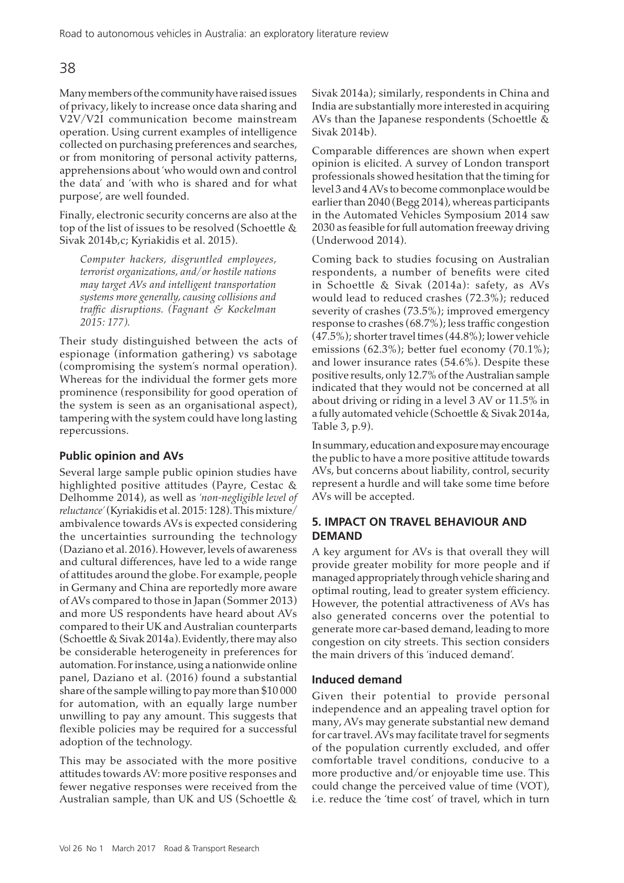Many members of the community have raised issues of privacy, likely to increase once data sharing and V2V/V2I communication become mainstream operation. Using current examples of intelligence collected on purchasing preferences and searches, or from monitoring of personal activity patterns, apprehensions about 'who would own and control the data' and 'with who is shared and for what purpose', are well founded.

Finally, electronic security concerns are also at the top of the list of issues to be resolved (Schoettle & Sivak 2014b,c; Kyriakidis et al. 2015).

> *Computer hackers, disgruntled employees, terrorist organizations, and/or hostile nations may target AVs and intelligent transportation systems more generally, causing collisions and traffic disruptions. (Fagnant & Kockelman 2015: 177).*

Their study distinguished between the acts of espionage (information gathering) vs sabotage (compromising the system's normal operation). Whereas for the individual the former gets more prominence (responsibility for good operation of the system is seen as an organisational aspect), tampering with the system could have long lasting repercussions.

### Public opinion and AVs

Several large sample public opinion studies have highlighted positive attitudes (Payre, Cestac & Delhomme 2014), as well as *'non-negligible level of reluctance'* (Kyriakidis et al. 2015: 128). This mixture/ambivalence towards AVs is expected considering the uncertainties surrounding the technology (Daziano et al. 2016). However, levels of awareness and cultural differences, have led to a wide range of attitudes around the globe. For example, people in Germany and China are reportedly more aware of AVs compared to those in Japan (Sommer 2013) and more US respondents have heard about AVs compared to their UK and Australian counterparts (Schoettle & Sivak 2014a). Evidently, there may also be considerable heterogeneity in preferences for automation. For instance, using a nationwide online panel, Daziano et al. (2016) found a substantial share of the sample willing to pay more than $10 000 for automation, with an equally large number unwilling to pay any amount. This suggests that flexible policies may be required for a successful adoption of the technology.

This may be associated with the more positive attitudes towards AV: more positive responses and fewer negative responses were received from the Australian sample, than UK and US (Schoettle & Sivak 2014a); similarly, respondents in China and India are substantially more interested in acquiring AVs than the Japanese respondents (Schoettle & Sivak 2014b).

Comparable differences are shown when expert opinion is elicited. A survey of London transport professionals showed hesitation that the timing for level 3 and 4 AVs to become commonplace would be earlier than 2040 (Begg 2014), whereas participants in the Automated Vehicles Symposium 2014 saw 2030 as feasible for full automation freeway driving (Underwood 2014).

Coming back to studies focusing on Australian respondents, a number of benefits were cited in Schoettle & Sivak (2014a): safety, as AVs would lead to reduced crashes (72.3%); reduced severity of crashes (73.5%); improved emergency response to crashes (68.7%); less traffic congestion (47.5%); shorter travel times (44.8%); lower vehicle emissions (62.3%); better fuel economy (70.1%); and lower insurance rates (54.6%). Despite these positive results, only 12.7% of the Australian sample indicated that they would not be concerned at all about driving or riding in a level 3 AV or 11.5% in a fully automated vehicle (Schoettle & Sivak 2014a, Table 3, p.9).

In summary, education and exposure may encourage the public to have a more positive attitude towards AVs, but concerns about liability, control, security represent a hurdle and will take some time before AVs will be accepted.

## 5. IMPACT ON TRAVEL BEHAVIOUR AND DEMAND

A key argument for AVs is that overall they will provide greater mobility for more people and if managed appropriately through vehicle sharing and optimal routing, lead to greater system efficiency. However, the potential attractiveness of AVs has also generated concerns over the potential to generate more car-based demand, leading to more congestion on city streets. This section considers the main drivers of this 'induced demand'.

### Induced demand

Given their potential to provide personal independence and an appealing travel option for many, AVs may generate substantial new demand for car travel. AVs may facilitate travel for segments of the population currently excluded, and offer comfortable travel conditions, conducive to a more productive and/or enjoyable time use. This could change the perceived value of time (VOT), i.e. reduce the 'time cost' of travel, which in turn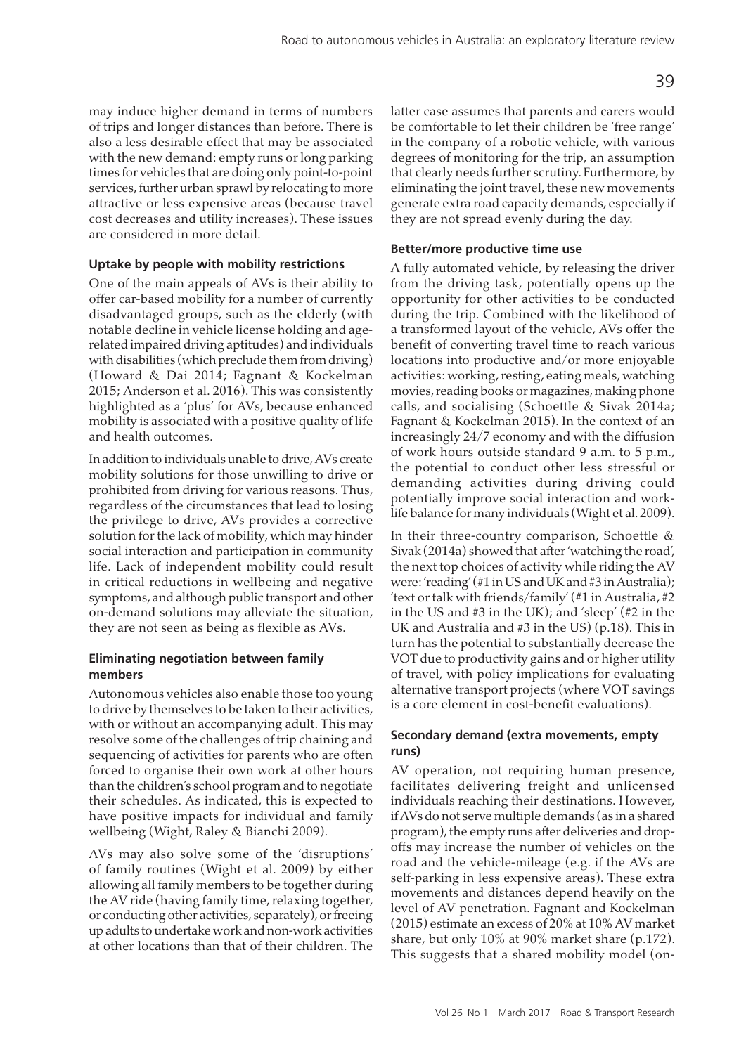may induce higher demand in terms of numbers of trips and longer distances than before. There is also a less desirable effect that may be associated with the new demand: empty runs or long parking times for vehicles that are doing only point-to-point services, further urban sprawl by relocating to more attractive or less expensive areas (because travel cost decreases and utility increases). These issues are considered in more detail.

#### Uptake by people with mobility restrictions

One of the main appeals of AVs is their ability to offer car-based mobility for a number of currently disadvantaged groups, such as the elderly (with notable decline in vehicle license holding and age-related impaired driving aptitudes) and individuals with disabilities (which preclude them from driving) (Howard & Dai 2014; Fagnant & Kockelman 2015; Anderson et al. 2016). This was consistently highlighted as a 'plus' for AVs, because enhanced mobility is associated with a positive quality of life and health outcomes.

In addition to individuals unable to drive, AVs create mobility solutions for those unwilling to drive or prohibited from driving for various reasons. Thus, regardless of the circumstances that lead to losing the privilege to drive, AVs provides a corrective solution for the lack of mobility, which may hinder social interaction and participation in community life. Lack of independent mobility could result in critical reductions in wellbeing and negative symptoms, and although public transport and other on-demand solutions may alleviate the situation, they are not seen as being as flexible as AVs.

#### Eliminating negotiation between family members

Autonomous vehicles also enable those too young to drive by themselves to be taken to their activities, with or without an accompanying adult. This may resolve some of the challenges of trip chaining and sequencing of activities for parents who are often forced to organise their own work at other hours than the children's school program and to negotiate their schedules. As indicated, this is expected to have positive impacts for individual and family wellbeing (Wight, Raley & Bianchi 2009).

AVs may also solve some of the 'disruptions' of family routines (Wight et al. 2009) by either allowing all family members to be together during the AV ride (having family time, relaxing together, or conducting other activities, separately), or freeing up adults to undertake work and non-work activities at other locations than that of their children. The latter case assumes that parents and carers would be comfortable to let their children be 'free range' in the company of a robotic vehicle, with various degrees of monitoring for the trip, an assumption that clearly needs further scrutiny. Furthermore, by eliminating the joint travel, these new movements generate extra road capacity demands, especially if they are not spread evenly during the day.

#### Better/more productive time use

A fully automated vehicle, by releasing the driver from the driving task, potentially opens up the opportunity for other activities to be conducted during the trip. Combined with the likelihood of a transformed layout of the vehicle, AVs offer the benefit of converting travel time to reach various locations into productive and/or more enjoyable activities: working, resting, eating meals, watching movies, reading books or magazines, making phone calls, and socialising (Schoettle & Sivak 2014a; Fagnant & Kockelman 2015). In the context of an increasingly 24/7 economy and with the diffusion of work hours outside standard 9 a.m. to 5 p.m., the potential to conduct other less stressful or demanding activities during driving could potentially improve social interaction and work-life balance for many individuals (Wight et al. 2009).

In their three-country comparison, Schoettle & Sivak (2014a) showed that after 'watching the road', the next top choices of activity while riding the AV were: 'reading' (#1 in US and UK and #3 in Australia); 'text or talk with friends/family' (#1 in Australia, #2 in the US and #3 in the UK); and 'sleep' (#2 in the UK and Australia and #3 in the US) (p.18). This in turn has the potential to substantially decrease the VOT due to productivity gains and or higher utility of travel, with policy implications for evaluating alternative transport projects (where VOT savings is a core element in cost-benefit evaluations).

#### Secondary demand (extra movements, empty runs)

AV operation, not requiring human presence, facilitates delivering freight and unlicensed individuals reaching their destinations. However, if AVs do not serve multiple demands (as in a shared program), the empty runs after deliveries and drop-offs may increase the number of vehicles on the road and the vehicle-mileage (e.g. if the AVs are self-parking in less expensive areas). These extra movements and distances depend heavily on the level of AV penetration. Fagnant and Kockelman (2015) estimate an excess of 20% at 10% AV market share, but only 10% at 90% market share (p.172). This suggests that a shared mobility model (on-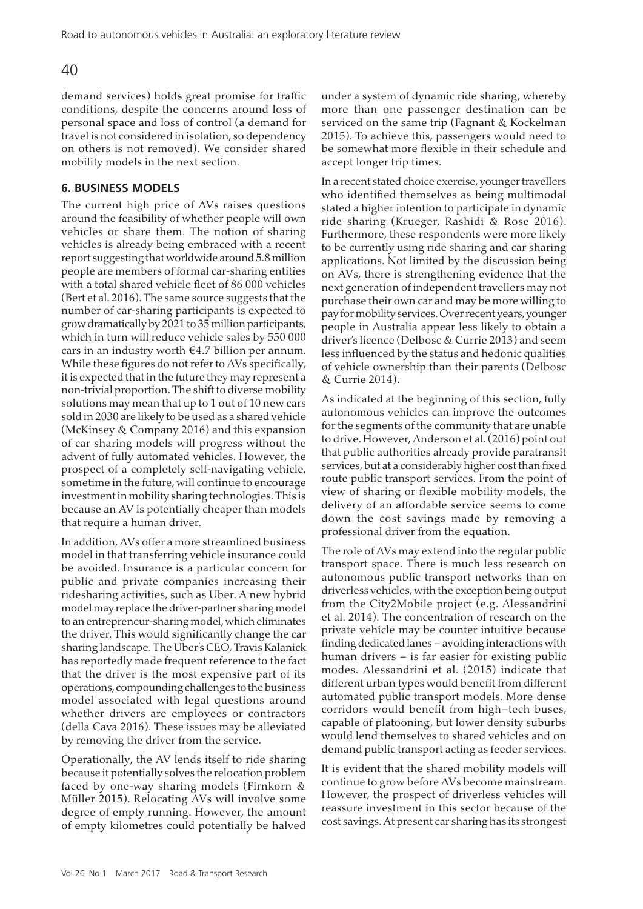demand services) holds great promise for traffic conditions, despite the concerns around loss of personal space and loss of control (a demand for travel is not considered in isolation, so dependency on others is not removed). We consider shared mobility models in the next section.

## 6. BUSINESS MODELS

The current high price of AVs raises questions around the feasibility of whether people will own vehicles or share them. The notion of sharing vehicles is already being embraced with a recent report suggesting that worldwide around 5.8 million people are members of formal car-sharing entities with a total shared vehicle fleet of 86 000 vehicles (Bert et al. 2016). The same source suggests that the number of car-sharing participants is expected to grow dramatically by 2021 to 35 million participants, which in turn will reduce vehicle sales by 550 000 cars in an industry worth €4.7 billion per annum. While these figures do not refer to AVs specifically, it is expected that in the future they may represent a non-trivial proportion. The shift to diverse mobility solutions may mean that up to 1 out of 10 new cars sold in 2030 are likely to be used as a shared vehicle (McKinsey & Company 2016) and this expansion of car sharing models will progress without the advent of fully automated vehicles. However, the prospect of a completely self-navigating vehicle, sometime in the future, will continue to encourage investment in mobility sharing technologies. This is because an AV is potentially cheaper than models that require a human driver.

In addition, AVs offer a more streamlined business model in that transferring vehicle insurance could be avoided. Insurance is a particular concern for public and private companies increasing their ridesharing activities, such as Uber. A new hybrid model may replace the driver-partner sharing model to an entrepreneur-sharing model, which eliminates the driver. This would significantly change the car sharing landscape. The Uber's CEO, Travis Kalanick has reportedly made frequent reference to the fact that the driver is the most expensive part of its operations, compounding challenges to the business model associated with legal questions around whether drivers are employees or contractors (della Cava 2016). These issues may be alleviated by removing the driver from the service.

Operationally, the AV lends itself to ride sharing because it potentially solves the relocation problem faced by one-way sharing models (Firnkorn & Müller 2015). Relocating AVs will involve some degree of empty running. However, the amount of empty kilometres could potentially be halved under a system of dynamic ride sharing, whereby more than one passenger destination can be serviced on the same trip (Fagnant & Kockelman 2015). To achieve this, passengers would need to be somewhat more flexible in their schedule and accept longer trip times.

In a recent stated choice exercise, younger travellers who identified themselves as being multimodal stated a higher intention to participate in dynamic ride sharing (Krueger, Rashidi & Rose 2016). Furthermore, these respondents were more likely to be currently using ride sharing and car sharing applications. Not limited by the discussion being on AVs, there is strengthening evidence that the next generation of independent travellers may not purchase their own car and may be more willing to pay for mobility services. Over recent years, younger people in Australia appear less likely to obtain a driver's licence (Delbosc & Currie 2013) and seem less influenced by the status and hedonic qualities of vehicle ownership than their parents (Delbosc & Currie 2014).

As indicated at the beginning of this section, fully autonomous vehicles can improve the outcomes for the segments of the community that are unable to drive. However, Anderson et al. (2016) point out that public authorities already provide paratransit services, but at a considerably higher cost than fixed route public transport services. From the point of view of sharing or flexible mobility models, the delivery of an affordable service seems to come down the cost savings made by removing a professional driver from the equation.

The role of AVs may extend into the regular public transport space. There is much less research on autonomous public transport networks than on driverless vehicles, with the exception being output from the City2Mobile project (e.g. Alessandrini et al. 2014). The concentration of research on the private vehicle may be counter intuitive because finding dedicated lanes – avoiding interactions with human drivers – is far easier for existing public modes. Alessandrini et al. (2015) indicate that different urban types would benefit from different automated public transport models. More dense corridors would benefit from high–tech buses, capable of platooning, but lower density suburbs would lend themselves to shared vehicles and on demand public transport acting as feeder services.

It is evident that the shared mobility models will continue to grow before AVs become mainstream. However, the prospect of driverless vehicles will reassure investment in this sector because of the cost savings. At present car sharing has its strongest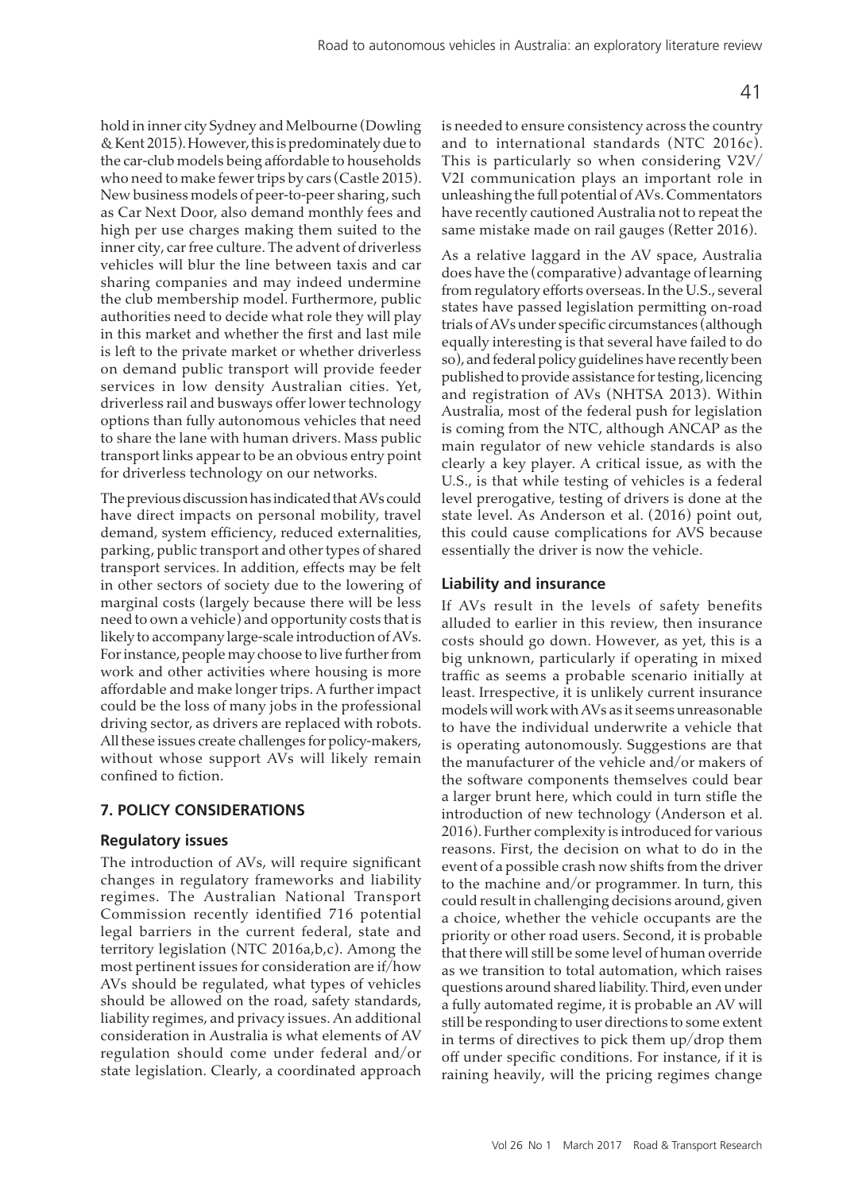hold in inner city Sydney and Melbourne (Dowling & Kent 2015). However, this is predominately due to the car-club models being affordable to households who need to make fewer trips by cars (Castle 2015). New business models of peer-to-peer sharing, such as Car Next Door, also demand monthly fees and high per use charges making them suited to the inner city, car free culture. The advent of driverless vehicles will blur the line between taxis and car sharing companies and may indeed undermine the club membership model. Furthermore, public authorities need to decide what role they will play in this market and whether the first and last mile is left to the private market or whether driverless on demand public transport will provide feeder services in low density Australian cities. Yet, driverless rail and busways offer lower technology options than fully autonomous vehicles that need to share the lane with human drivers. Mass public transport links appear to be an obvious entry point for driverless technology on our networks.

The previous discussion has indicated that AVs could have direct impacts on personal mobility, travel demand, system efficiency, reduced externalities, parking, public transport and other types of shared transport services. In addition, effects may be felt in other sectors of society due to the lowering of marginal costs (largely because there will be less need to own a vehicle) and opportunity costs that is likely to accompany large-scale introduction of AVs. For instance, people may choose to live further from work and other activities where housing is more affordable and make longer trips. A further impact could be the loss of many jobs in the professional driving sector, as drivers are replaced with robots. All these issues create challenges for policy-makers, without whose support AVs will likely remain confined to fiction.

## 7. POLICY CONSIDERATIONS

### Regulatory issues

The introduction of AVs, will require significant changes in regulatory frameworks and liability regimes. The Australian National Transport Commission recently identified 716 potential legal barriers in the current federal, state and territory legislation (NTC 2016a,b,c). Among the most pertinent issues for consideration are if/how AVs should be regulated, what types of vehicles should be allowed on the road, safety standards, liability regimes, and privacy issues. An additional consideration in Australia is what elements of AV regulation should come under federal and/or state legislation. Clearly, a coordinated approach is needed to ensure consistency across the country and to international standards (NTC 2016c). This is particularly so when considering V2V/V2I communication plays an important role in unleashing the full potential of AVs. Commentators have recently cautioned Australia not to repeat the same mistake made on rail gauges (Retter 2016).

As a relative laggard in the AV space, Australia does have the (comparative) advantage of learning from regulatory efforts overseas. In the U.S., several states have passed legislation permitting on-road trials of AVs under specific circumstances (although equally interesting is that several have failed to do so), and federal policy guidelines have recently been published to provide assistance for testing, licencing and registration of AVs (NHTSA 2013). Within Australia, most of the federal push for legislation is coming from the NTC, although ANCAP as the main regulator of new vehicle standards is also clearly a key player. A critical issue, as with the U.S., is that while testing of vehicles is a federal level prerogative, testing of drivers is done at the state level. As Anderson et al. (2016) point out, this could cause complications for AVS because essentially the driver is now the vehicle.

### Liability and insurance

If AVs result in the levels of safety benefits alluded to earlier in this review, then insurance costs should go down. However, as yet, this is a big unknown, particularly if operating in mixed traffic as seems a probable scenario initially at least. Irrespective, it is unlikely current insurance models will work with AVs as it seems unreasonable to have the individual underwrite a vehicle that is operating autonomously. Suggestions are that the manufacturer of the vehicle and/or makers of the software components themselves could bear a larger brunt here, which could in turn stifle the introduction of new technology (Anderson et al. 2016). Further complexity is introduced for various reasons. First, the decision on what to do in the event of a possible crash now shifts from the driver to the machine and/or programmer. In turn, this could result in challenging decisions around, given a choice, whether the vehicle occupants are the priority or other road users. Second, it is probable that there will still be some level of human override as we transition to total automation, which raises questions around shared liability. Third, even under a fully automated regime, it is probable an AV will still be responding to user directions to some extent in terms of directives to pick them up/drop them off under specific conditions. For instance, if it is raining heavily, will the pricing regimes change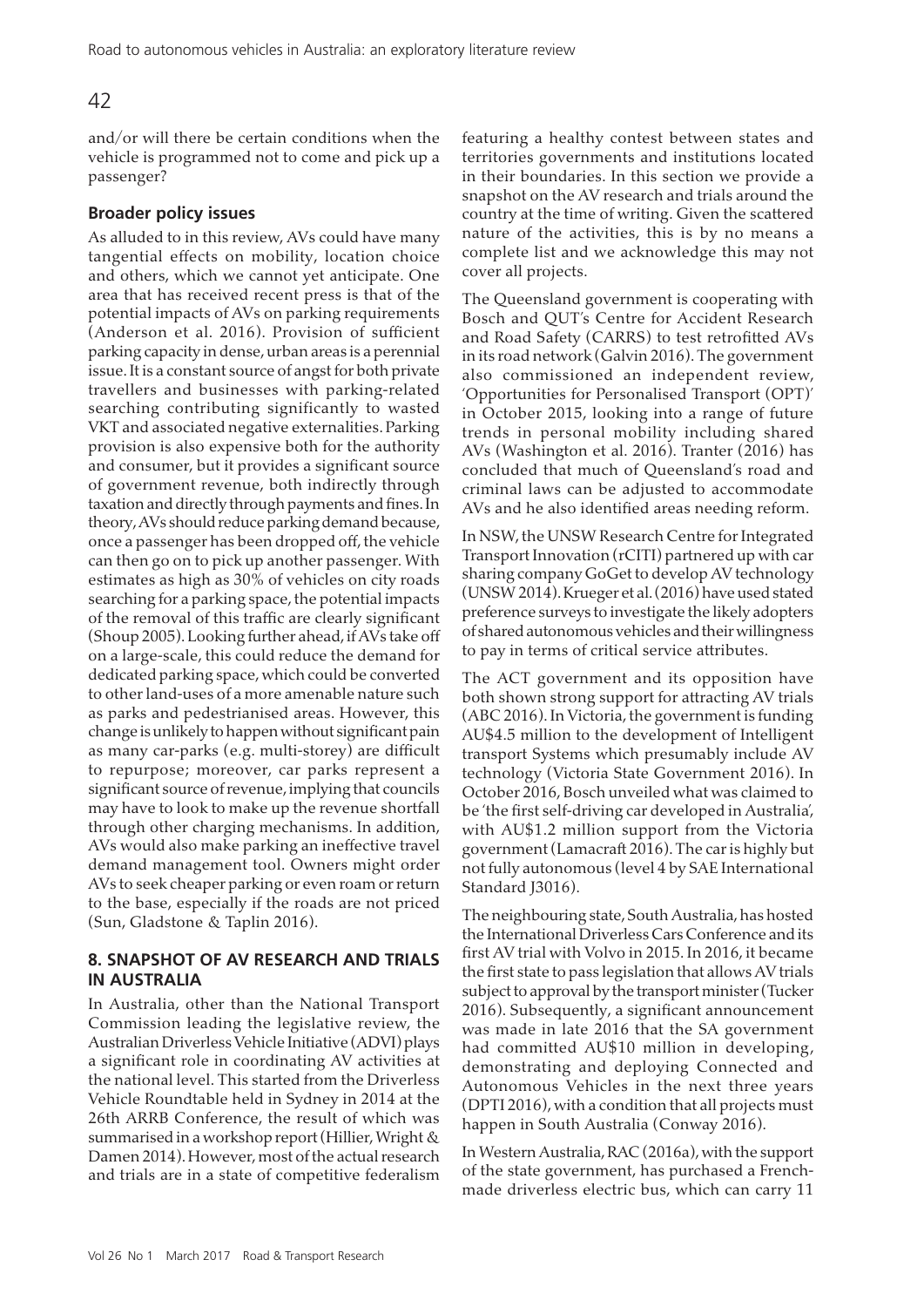and/or will there be certain conditions when the vehicle is programmed not to come and pick up a passenger?

### Broader policy issues

As alluded to in this review, AVs could have many tangential effects on mobility, location choice and others, which we cannot yet anticipate. One area that has received recent press is that of the potential impacts of AVs on parking requirements (Anderson et al. 2016). Provision of sufficient parking capacity in dense, urban areas is a perennial issue. It is a constant source of angst for both private travellers and businesses with parking-related searching contributing significantly to wasted VKT and associated negative externalities. Parking provision is also expensive both for the authority and consumer, but it provides a significant source of government revenue, both indirectly through taxation and directly through payments and fines. In theory, AVs should reduce parking demand because, once a passenger has been dropped off, the vehicle can then go on to pick up another passenger. With estimates as high as 30% of vehicles on city roads searching for a parking space, the potential impacts of the removal of this traffic are clearly significant (Shoup 2005). Looking further ahead, if AVs take off on a large-scale, this could reduce the demand for dedicated parking space, which could be converted to other land-uses of a more amenable nature such as parks and pedestrianised areas. However, this change is unlikely to happen without significant pain as many car-parks (e.g. multi-storey) are difficult to repurpose; moreover, car parks represent a significant source of revenue, implying that councils may have to look to make up the revenue shortfall through other charging mechanisms. In addition, AVs would also make parking an ineffective travel demand management tool. Owners might order AVs to seek cheaper parking or even roam or return to the base, especially if the roads are not priced (Sun, Gladstone & Taplin 2016).

## 8. SNAPSHOT OF AV RESEARCH AND TRIALS IN AUSTRALIA

In Australia, other than the National Transport Commission leading the legislative review, the Australian Driverless Vehicle Initiative (ADVI) plays a significant role in coordinating AV activities at the national level. This started from the Driverless Vehicle Roundtable held in Sydney in 2014 at the 26th ARRB Conference, the result of which was summarised in a workshop report (Hillier, Wright & Damen 2014). However, most of the actual research and trials are in a state of competitive federalism featuring a healthy contest between states and territories governments and institutions located in their boundaries. In this section we provide a snapshot on the AV research and trials around the country at the time of writing. Given the scattered nature of the activities, this is by no means a complete list and we acknowledge this may not cover all projects.

The Queensland government is cooperating with Bosch and QUT's Centre for Accident Research and Road Safety (CARRS) to test retrofitted AVs in its road network (Galvin 2016). The government also commissioned an independent review, 'Opportunities for Personalised Transport (OPT)' in October 2015, looking into a range of future trends in personal mobility including shared AVs (Washington et al. 2016). Tranter (2016) has concluded that much of Queensland's road and criminal laws can be adjusted to accommodate AVs and he also identified areas needing reform.

In NSW, the UNSW Research Centre for Integrated Transport Innovation (rCITI) partnered up with car sharing company GoGet to develop AV technology (UNSW 2014). Krueger et al. (2016) have used stated preference surveys to investigate the likely adopters of shared autonomous vehicles and their willingness to pay in terms of critical service attributes.

The ACT government and its opposition have both shown strong support for attracting AV trials (ABC 2016). In Victoria, the government is funding AU$4.5 million to the development of Intelligent transport Systems which presumably include AV technology (Victoria State Government 2016). In October 2016, Bosch unveiled what was claimed to be 'the first self-driving car developed in Australia', with AU$1.2 million support from the Victoria government (Lamacraft 2016). The car is highly but not fully autonomous (level 4 by SAE International Standard J3016).

The neighbouring state, South Australia, has hosted the International Driverless Cars Conference and its first AV trial with Volvo in 2015. In 2016, it became the first state to pass legislation that allows AV trials subject to approval by the transport minister (Tucker 2016). Subsequently, a significant announcement was made in late 2016 that the SA government had committed AU$10 million in developing, demonstrating and deploying Connected and Autonomous Vehicles in the next three years (DPTI 2016), with a condition that all projects must happen in South Australia (Conway 2016).

In Western Australia, RAC (2016a), with the support of the state government, has purchased a French-made driverless electric bus, which can carry 11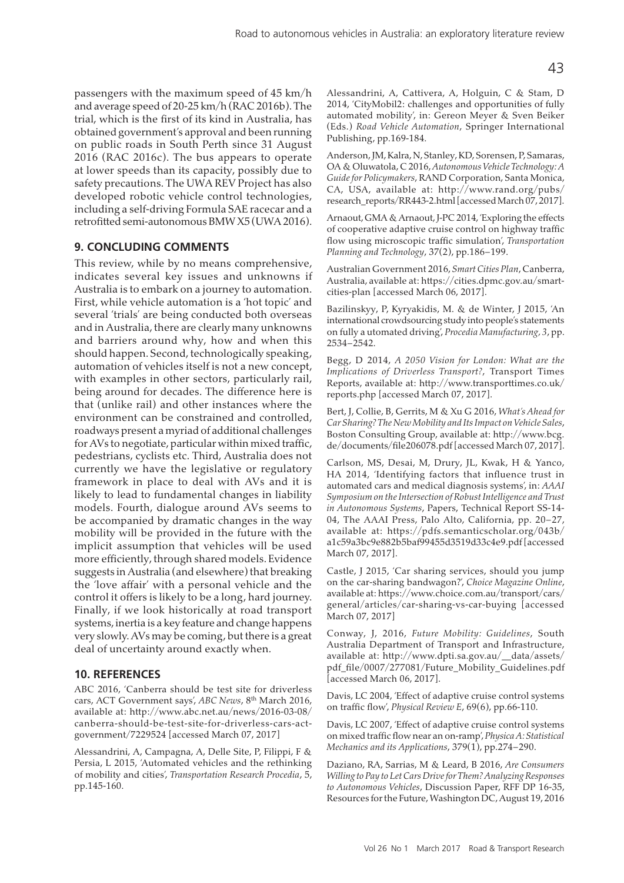passengers with the maximum speed of 45 km/h and average speed of 20-25 km/h (RAC 2016b). The trial, which is the first of its kind in Australia, has obtained government's approval and been running on public roads in South Perth since 31 August 2016 (RAC 2016c). The bus appears to operate at lower speeds than its capacity, possibly due to safety precautions. The UWA REV Project has also developed robotic vehicle control technologies, including a self-driving Formula SAE racecar and a retrofitted semi-autonomous BMW X5 (UWA 2016).

## 9. CONCLUDING COMMENTS

This review, while by no means comprehensive, indicates several key issues and unknowns if Australia is to embark on a journey to automation. First, while vehicle automation is a 'hot topic' and several 'trials' are being conducted both overseas and in Australia, there are clearly many unknowns and barriers around why, how and when this should happen. Second, technologically speaking, automation of vehicles itself is not a new concept, with examples in other sectors, particularly rail, being around for decades. The difference here is that (unlike rail) and other instances where the environment can be constrained and controlled, roadways present a myriad of additional challenges for AVs to negotiate, particular within mixed traffic, pedestrians, cyclists etc. Third, Australia does not currently we have the legislative or regulatory framework in place to deal with AVs and it is likely to lead to fundamental changes in liability models. Fourth, dialogue around AVs seems to be accompanied by dramatic changes in the way mobility will be provided in the future with the implicit assumption that vehicles will be used more efficiently, through shared models. Evidence suggests in Australia (and elsewhere) that breaking the 'love affair' with a personal vehicle and the control it offers is likely to be a long, hard journey. Finally, if we look historically at road transport systems, inertia is a key feature and change happens very slowly. AVs may be coming, but there is a great deal of uncertainty around exactly when.

## 10. REFERENCES

ABC 2016, 'Canberra should be test site for driverless cars, ACT Government says', *ABC News*, 8th March 2016, available at: http://www.abc.net.au/news/2016-03-08/canberra-should-be-test-site-for-driverless-cars-act-government/7229524 [accessed March 07, 2017]

Alessandrini, A, Campagna, A, Delle Site, P, Filippi, F & Persia, L 2015, 'Automated vehicles and the rethinking of mobility and cities', *Transportation Research Procedia*, 5, pp.145-160.

Alessandrini, A, Cattivera, A, Holguin, C & Stam, D 2014, 'CityMobil2: challenges and opportunities of fully automated mobility', in: Gereon Meyer & Sven Beiker (Eds.) *Road Vehicle Automation*, Springer International Publishing, pp.169-184.

Anderson, JM, Kalra, N, Stanley, KD, Sorensen, P, Samaras, OA & Oluwatola, C 2016, *Autonomous Vehicle Technology: A Guide for Policymakers*, RAND Corporation, Santa Monica, CA, USA, available at: http://www.rand.org/pubs/research_reports/RR443-2.html [accessed March 07, 2017].

Arnaout, GMA & Arnaout, J-PC 2014, 'Exploring the effects of cooperative adaptive cruise control on highway traffic flow using microscopic traffic simulation', *Transportation Planning and Technology*, 37(2), pp.186–199.

Australian Government 2016, *Smart Cities Plan*, Canberra, Australia, available at: https://cities.dpmc.gov.au/smart-cities-plan [accessed March 06, 2017].

Bazilinskyy, P, Kyryakidis, M. & de Winter, J 2015, 'An international crowdsourcing study into people's statements on fully a utomated driving', *Procedia Manufacturing, 3*, pp. 2534–2542.

Begg, D 2014, *A 2050 Vision for London: What are the Implications of Driverless Transport?*, Transport Times Reports, available at: http://www.transporttimes.co.uk/reports.php [accessed March 07, 2017].

Bert, J, Collie, B, Gerrits, M & Xu G 2016, *What's Ahead for Car Sharing? The New Mobility and Its Impact on Vehicle Sales*, Boston Consulting Group, available at: http://www.bcg.de/documents/file206078.pdf [accessed March 07, 2017].

Carlson, MS, Desai, M, Drury, JL, Kwak, H & Yanco, HA 2014, 'Identifying factors that influence trust in automated cars and medical diagnosis systems', in: *AAAI Symposium on the Intersection of Robust Intelligence and Trust in Autonomous Systems*, Papers, Technical Report SS-14-04, The AAAI Press, Palo Alto, California, pp. 20–27, available at: https://pdfs.semanticscholar.org/043b/a1c59a3bc9e882b5baf99455d3519d33c4e9.pdf [accessed March 07, 2017].

Castle, J 2015, 'Car sharing services, should you jump on the car-sharing bandwagon?', *Choice Magazine Online*, available at: https://www.choice.com.au/transport/cars/general/articles/car-sharing-vs-car-buying [accessed March 07, 2017]

Conway, J, 2016, *Future Mobility: Guidelines*, South Australia Department of Transport and Infrastructure, available at: http://www.dpti.sa.gov.au/__data/assets/pdf_file/0007/277081/Future_Mobility_Guidelines.pdf [accessed March 06, 2017].

Davis, LC 2004, 'Effect of adaptive cruise control systems on traffic flow', *Physical Review E*, 69(6), pp.66-110.

Davis, LC 2007, 'Effect of adaptive cruise control systems on mixed traffic flow near an on-ramp', *Physica A: Statistical Mechanics and its Applications*, 379(1), pp.274–290.

Daziano, RA, Sarrias, M & Leard, B 2016, *Are Consumers Willing to Pay to Let Cars Drive for Them? Analyzing Responses to Autonomous Vehicles*, Discussion Paper, RFF DP 16-35, Resources for the Future, Washington DC, August 19, 2016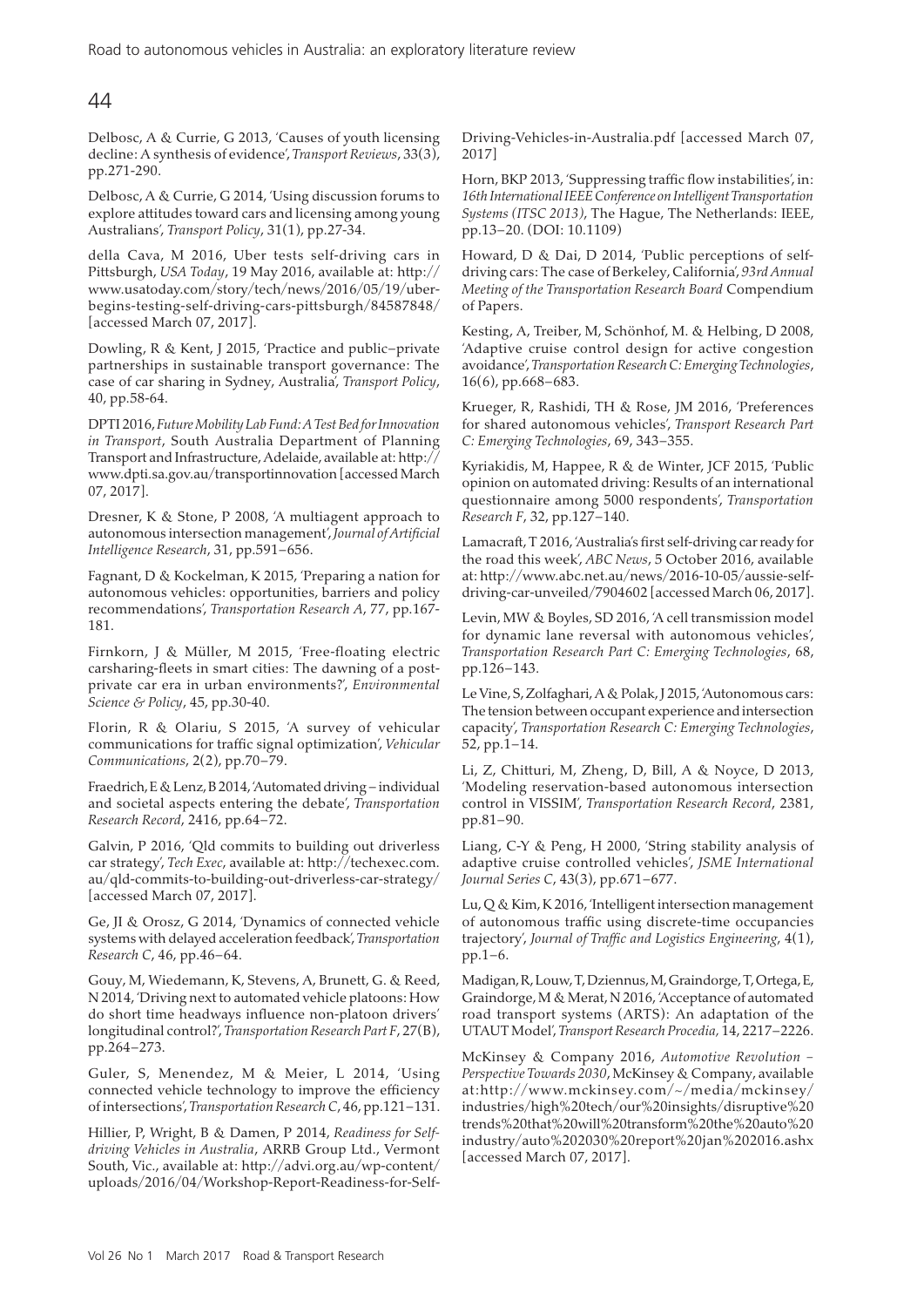Delbosc, A & Currie, G 2013, 'Causes of youth licensing decline: A synthesis of evidence', *Transport Reviews*, 33(3), pp.271-290.

Delbosc, A & Currie, G 2014, 'Using discussion forums to explore attitudes toward cars and licensing among young Australians', *Transport Policy*, 31(1), pp.27-34.

della Cava, M 2016, Uber tests self-driving cars in Pittsburgh, *USA Today*, 19 May 2016, available at: http://www.usatoday.com/story/tech/news/2016/05/19/uber-begins-testing-self-driving-cars-pittsburgh/84587848/ [accessed March 07, 2017].

Dowling, R & Kent, J 2015, 'Practice and public–private partnerships in sustainable transport governance: The case of car sharing in Sydney, Australia', *Transport Policy*, 40, pp.58-64.

DPTI 2016, *Future Mobility Lab Fund: A Test Bed for Innovation in Transport*, South Australia Department of Planning Transport and Infrastructure, Adelaide, available at: http://www.dpti.sa.gov.au/transportinnovation [accessed March 07, 2017].

Dresner, K & Stone, P 2008, 'A multiagent approach to autonomous intersection management', *Journal of Artificial Intelligence Research*, 31, pp.591–656.

Fagnant, D & Kockelman, K 2015, 'Preparing a nation for autonomous vehicles: opportunities, barriers and policy recommendations', *Transportation Research A*, 77, pp.167-181.

Firnkorn, J & Müller, M 2015, 'Free-floating electric carsharing-fleets in smart cities: The dawning of a post-private car era in urban environments?', *Environmental Science & Policy*, 45, pp.30-40.

Florin, R & Olariu, S 2015, 'A survey of vehicular communications for traffic signal optimization', *Vehicular Communications*, 2(2), pp.70–79.

Fraedrich, E & Lenz, B 2014, 'Automated driving – individual and societal aspects entering the debate', *Transportation Research Record*, 2416, pp.64–72.

Galvin, P 2016, 'Qld commits to building out driverless car strategy', *Tech Exec*, available at: http://techexec.com.au/qld-commits-to-building-out-driverless-car-strategy/ [accessed March 07, 2017].

Ge, JI & Orosz, G 2014, 'Dynamics of connected vehicle systems with delayed acceleration feedback', *Transportation Research C*, 46, pp.46–64.

Gouy, M, Wiedemann, K, Stevens, A, Brunett, G. & Reed, N 2014, 'Driving next to automated vehicle platoons: How do short time headways influence non-platoon drivers' longitudinal control?', *Transportation Research Part F*, 27(B), pp.264–273.

Guler, S, Menendez, M & Meier, L 2014, 'Using connected vehicle technology to improve the efficiency of intersections', *Transportation Research C*, 46, pp.121–131.

Hillier, P, Wright, B & Damen, P 2014, *Readiness for Self-driving Vehicles in Australia*, ARRB Group Ltd., Vermont South, Vic., available at: http://advi.org.au/wp-content/uploads/2016/04/Workshop-Report-Readiness-for-Self-Driving-Vehicles-in-Australia.pdf [accessed March 07, 2017]

Horn, BKP 2013, 'Suppressing traffic flow instabilities', in: *16th International IEEE Conference on Intelligent Transportation Systems (ITSC 2013)*, The Hague, The Netherlands: IEEE, pp.13–20. (DOI: 10.1109)

Howard, D & Dai, D 2014, 'Public perceptions of self-driving cars: The case of Berkeley, California', *93rd Annual Meeting of the Transportation Research Board* Compendium of Papers.

Kesting, A, Treiber, M, Schönhof, M. & Helbing, D 2008, 'Adaptive cruise control design for active congestion avoidance', *Transportation Research C: Emerging Technologies*, 16(6), pp.668–683.

Krueger, R, Rashidi, TH & Rose, JM 2016, 'Preferences for shared autonomous vehicles', *Transport Research Part C: Emerging Technologies*, 69, 343–355.

Kyriakidis, M, Happee, R & de Winter, JCF 2015, 'Public opinion on automated driving: Results of an international questionnaire among 5000 respondents', *Transportation Research F*, 32, pp.127–140.

Lamacraft, T 2016, 'Australia's first self-driving car ready for the road this week', *ABC News*, 5 October 2016, available at: http://www.abc.net.au/news/2016-10-05/aussie-self-driving-car-unveiled/7904602 [accessed March 06, 2017].

Levin, MW & Boyles, SD 2016, 'A cell transmission model for dynamic lane reversal with autonomous vehicles', *Transportation Research Part C: Emerging Technologies*, 68, pp.126–143.

Le Vine, S, Zolfaghari, A & Polak, J 2015, 'Autonomous cars: The tension between occupant experience and intersection capacity', *Transportation Research C: Emerging Technologies*, 52, pp.1–14.

Li, Z, Chitturi, M, Zheng, D, Bill, A & Noyce, D 2013, 'Modeling reservation-based autonomous intersection control in VISSIM', *Transportation Research Record*, 2381, pp.81–90.

Liang, C-Y & Peng, H 2000, 'String stability analysis of adaptive cruise controlled vehicles', *JSME International Journal Series C*, 43(3), pp.671–677.

Lu, Q & Kim, K 2016, 'Intelligent intersection management of autonomous traffic using discrete-time occupancies trajectory', *Journal of Traffic and Logistics Engineering*, 4(1), pp.1–6.

Madigan, R, Louw, T, Dziennus, M, Graindorge, T, Ortega, E, Graindorge, M & Merat, N 2016, 'Acceptance of automated road transport systems (ARTS): An adaptation of the UTAUT Model', *Transport Research Procedia,* 14, 2217–2226.

McKinsey & Company 2016, *Automotive Revolution – Perspective Towards 2030*, McKinsey & Company, available at:http://www.mckinsey.com/~/media/mckinsey/industries/high%20tech/our%20insights/disruptive%20trends%20that%20will%20transform%20the%20auto%20industry/auto%202030%20report%20jan%202016.ashx [accessed March 07, 2017].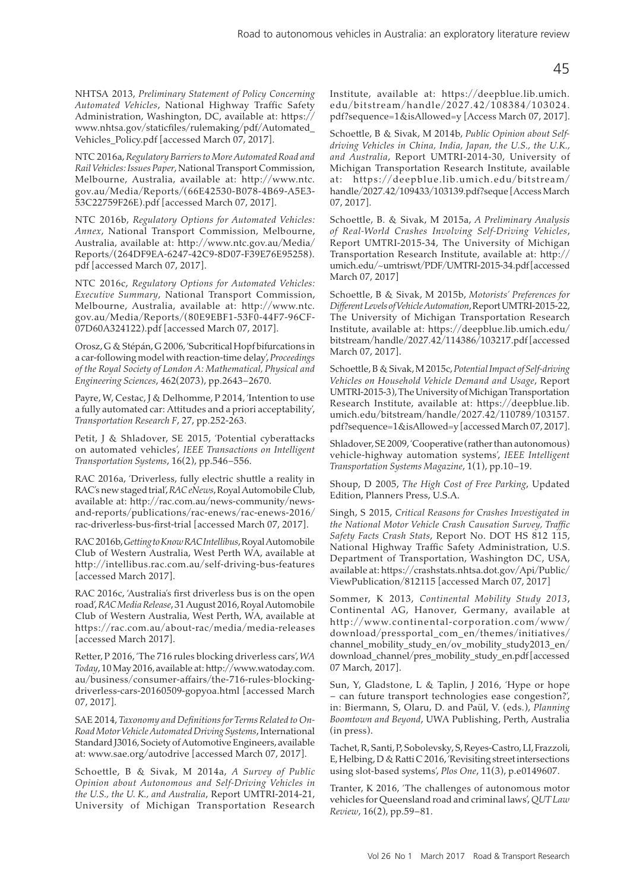NHTSA 2013, *Preliminary Statement of Policy Concerning Automated Vehicles*, National Highway Traffic Safety Administration, Washington, DC, available at: https://www.nhtsa.gov/staticfiles/rulemaking/pdf/Automated_Vehicles_Policy.pdf [accessed March 07, 2017].

NTC 2016a, *Regulatory Barriers to More Automated Road and Rail Vehicles: Issues Paper*, National Transport Commission, Melbourne, Australia, available at: http://www.ntc.gov.au/Media/Reports/(66E42530-B078-4B69-A5E3-53C22759F26E).pdf [accessed March 07, 2017].

NTC 2016b, *Regulatory Options for Automated Vehicles: Annex*, National Transport Commission, Melbourne, Australia, available at: http://www.ntc.gov.au/Media/Reports/(264DF9EA-6247-42C9-8D07-F39E76E95258).pdf [accessed March 07, 2017].

NTC 2016c, *Regulatory Options for Automated Vehicles: Executive Summary*, National Transport Commission, Melbourne, Australia, available at: http://www.ntc.gov.au/Media/Reports/(80E9EBF1-53F0-44F7-96CF-07D60A324122).pdf [accessed March 07, 2017].

Orosz, G & Stépán, G 2006, 'Subcritical Hopf bifurcations in a car-following model with reaction-time delay', *Proceedings of the Royal Society of London A: Mathematical, Physical and Engineering Sciences*, 462(2073), pp.2643–2670.

Payre, W, Cestac, J & Delhomme, P 2014, 'Intention to use a fully automated car: Attitudes and a priori acceptability', *Transportation Research F*, 27, pp.252-263.

Petit, J & Shladover, SE 2015, 'Potential cyberattacks on automated vehicles', *IEEE Transactions on Intelligent Transportation Systems*, 16(2), pp.546–556.

RAC 2016a, 'Driverless, fully electric shuttle a reality in RAC's new staged trial', *RAC eNews*, Royal Automobile Club, available at: http://rac.com.au/news-community/news-and-reports/publications/rac-enews/rac-enews-2016/rac-driverless-bus-first-trial [accessed March 07, 2017].

RAC 2016b, *Getting to Know RAC Intellibus*, Royal Automobile Club of Western Australia, West Perth WA, available at http://intellibus.rac.com.au/self-driving-bus-features [accessed March 2017].

RAC 2016c, 'Australia's first driverless bus is on the open road', *RAC Media Release*, 31 August 2016, Royal Automobile Club of Western Australia, West Perth, WA, available at https://rac.com.au/about-rac/media/media-releases [accessed March 2017].

Retter, P 2016, 'The 716 rules blocking driverless cars', *WA Today*, 10 May 2016, available at: http://www.watoday.com.au/business/consumer-affairs/the-716-rules-blocking-driverless-cars-20160509-gopyoa.html [accessed March 07, 2017].

SAE 2014, *Taxonomy and Definitions for Terms Related to On-Road Motor Vehicle Automated Driving Systems*, International Standard J3016, Society of Automotive Engineers, available at: www.sae.org/autodrive [accessed March 07, 2017].

Schoettle, B & Sivak, M 2014a, *A Survey of Public Opinion about Autonomous and Self-Driving Vehicles in the U.S., the U. K., and Australia*, Report UMTRI-2014-21, University of Michigan Transportation Research Institute, available at: https://deepblue.lib.umich.edu/bitstream/handle/2027.42/108384/103024.pdf?sequence=1&isAllowed=y [Access March 07, 2017].

Schoettle, B & Sivak, M 2014b, *Public Opinion about Self-driving Vehicles in China, India, Japan, the U.S., the U.K., and Australia*, Report UMTRI-2014-30, University of Michigan Transportation Research Institute, available at: https://deepblue.lib.umich.edu/bitstream/handle/2027.42/109433/103139.pdf?seque [Access March 07, 2017].

Schoettle, B. & Sivak, M 2015a, *A Preliminary Analysis of Real-World Crashes Involving Self-Driving Vehicles*, Report UMTRI-2015-34, The University of Michigan Transportation Research Institute, available at: http://umich.edu/~umtriswt/PDF/UMTRI-2015-34.pdf [accessed March 07, 2017]

Schoettle, B & Sivak, M 2015b, *Motorists' Preferences for Different Levels of Vehicle Automation*, Report UMTRI-2015-22, The University of Michigan Transportation Research Institute, available at: https://deepblue.lib.umich.edu/bitstream/handle/2027.42/114386/103217.pdf [accessed March 07, 2017].

Schoettle, B & Sivak, M 2015c, *Potential Impact of Self-driving Vehicles on Household Vehicle Demand and Usage*, Report UMTRI-2015-3), The University of Michigan Transportation Research Institute, available at: https://deepblue.lib.umich.edu/bitstream/handle/2027.42/110789/103157.pdf?sequence=1&isAllowed=y [accessed March 07, 2017].

Shladover, SE 2009, 'Cooperative (rather than autonomous) vehicle-highway automation systems', *IEEE Intelligent Transportation Systems Magazine*, 1(1), pp.10–19.

Shoup, D 2005, *The High Cost of Free Parking*, Updated Edition, Planners Press, U.S.A.

Singh, S 2015, *Critical Reasons for Crashes Investigated in the National Motor Vehicle Crash Causation Survey, Traffic Safety Facts Crash Stats*, Report No. DOT HS 812 115, National Highway Traffic Safety Administration, U.S. Department of Transportation, Washington DC, USA, available at: https://crashstats.nhtsa.dot.gov/Api/Public/ViewPublication/812115 [accessed March 07, 2017]

Sommer, K 2013, *Continental Mobility Study 2013*, Continental AG, Hanover, Germany, available at http://www.continental-corporation.com/www/download/pressportal_com_en/themes/initiatives/channel_mobility_study_en/ov_mobility_study2013_en/download_channel/pres_mobility_study_en.pdf [accessed 07 March, 2017].

Sun, Y, Gladstone, L & Taplin, J 2016, 'Hype or hope – can future transport technologies ease congestion?', in: Biermann, S, Olaru, D. and Paül, V. (eds.), *Planning Boomtown and Beyond*, UWA Publishing, Perth, Australia (in press).

Tachet, R, Santi, P, Sobolevsky, S, Reyes-Castro, LI, Frazzoli, E, Helbing, D & Ratti C 2016, 'Revisiting street intersections using slot-based systems', *Plos One*, 11(3), p.e0149607.

Tranter, K 2016, 'The challenges of autonomous motor vehicles for Queensland road and criminal laws', *QUT Law Review*, 16(2), pp.59–81.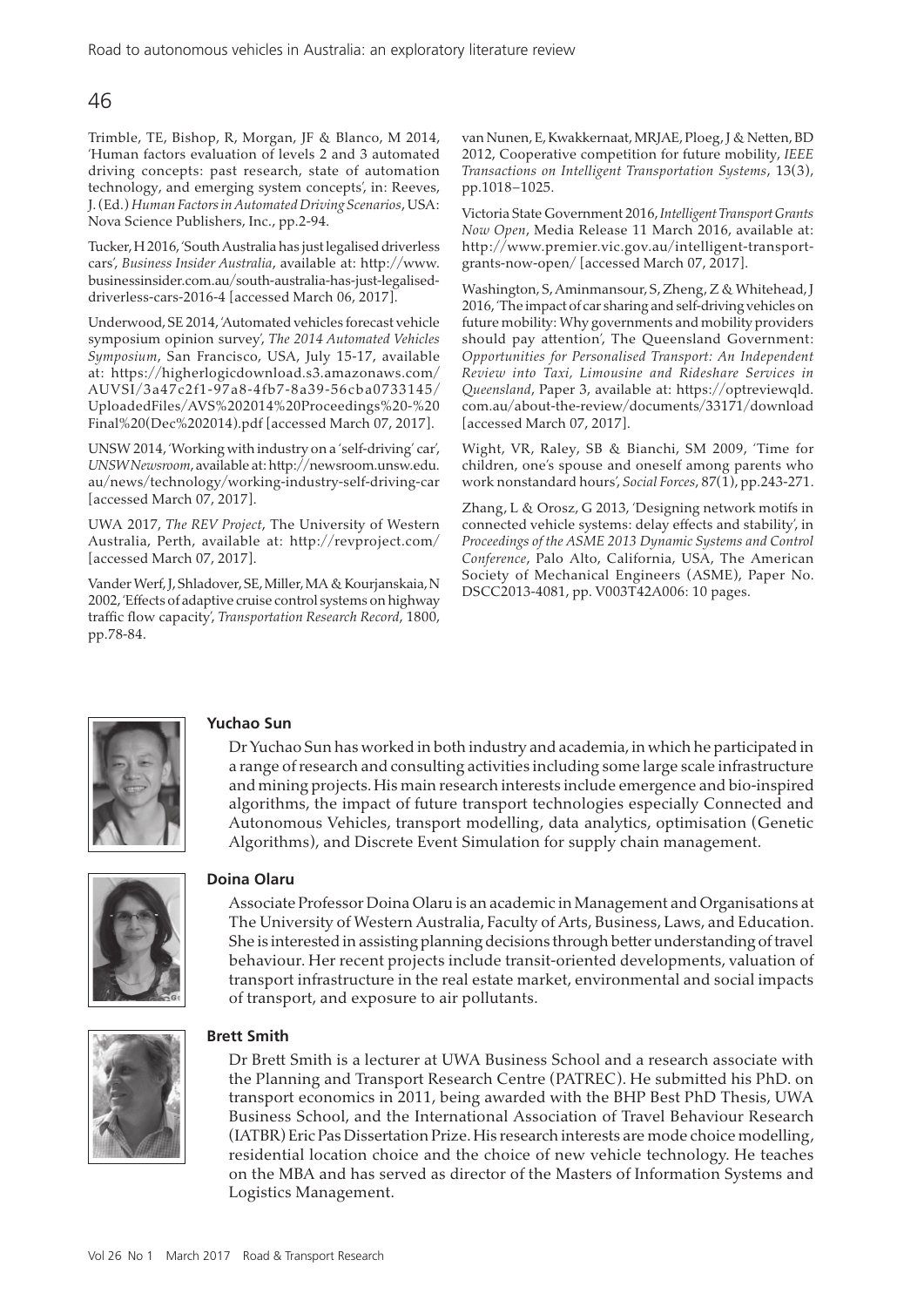Trimble, TE, Bishop, R, Morgan, JF & Blanco, M 2014, 'Human factors evaluation of levels 2 and 3 automated driving concepts: past research, state of automation technology, and emerging system concepts', in: Reeves, J. (Ed.) *Human Factors in Automated Driving Scenarios*, USA: Nova Science Publishers, Inc., pp.2-94.

Tucker, H 2016, 'South Australia has just legalised driverless cars', *Business Insider Australia*, available at: http://www.businessinsider.com.au/south-australia-has-just-legalised-driverless-cars-2016-4 [accessed March 06, 2017].

Underwood, SE 2014, 'Automated vehicles forecast vehicle symposium opinion survey', *The 2014 Automated Vehicles Symposium*, San Francisco, USA, July 15-17, available at: https://higherlogicdownload.s3.amazonaws.com/AUVSI/3a47c2f1-97a8-4fb7-8a39-56cba0733145/UploadedFiles/AVS%202014%20Proceedings%20-%20Final%20(Dec%202014).pdf [accessed March 07, 2017].

UNSW 2014, 'Working with industry on a 'self-driving' car', *UNSW Newsroom*, available at: http://newsroom.unsw.edu.au/news/technology/working-industry-self-driving-car [accessed March 07, 2017].

UWA 2017, *The REV Project*, The University of Western Australia, Perth, available at: http://revproject.com/ [accessed March 07, 2017].

Vander Werf, J, Shladover, SE, Miller, MA & Kourjanskaia, N 2002, 'Effects of adaptive cruise control systems on highway traffic flow capacity', *Transportation Research Record*, 1800, pp.78-84.

van Nunen, E, Kwakkernaat, MRJAE, Ploeg, J & Netten, BD 2012, Cooperative competition for future mobility, *IEEE Transactions on Intelligent Transportation Systems*, 13(3), pp.1018–1025.

Victoria State Government 2016, *Intelligent Transport Grants Now Open*, Media Release 11 March 2016, available at: http://www.premier.vic.gov.au/intelligent-transport-grants-now-open/ [accessed March 07, 2017].

Washington, S, Aminmansour, S, Zheng, Z & Whitehead, J 2016, 'The impact of car sharing and self-driving vehicles on future mobility: Why governments and mobility providers should pay attention', The Queensland Government: *Opportunities for Personalised Transport: An Independent Review into Taxi, Limousine and Rideshare Services in Queensland*, Paper 3, available at: https://optreviewqld.com.au/about-the-review/documents/33171/download [accessed March 07, 2017].

Wight, VR, Raley, SB & Bianchi, SM 2009, 'Time for children, one's spouse and oneself among parents who work nonstandard hours', *Social Forces*, 87(1), pp.243-271.

Zhang, L & Orosz, G 2013, 'Designing network motifs in connected vehicle systems: delay effects and stability', in *Proceedings of the ASME 2013 Dynamic Systems and Control Conference*, Palo Alto, California, USA, The American Society of Mechanical Engineers (ASME), Paper No. DSCC2013-4081, pp. V003T42A006: 10 pages.

**Yuchao Sun**

Dr Yuchao Sun has worked in both industry and academia, in which he participated in a range of research and consulting activities including some large scale infrastructure and mining projects. His main research interests include emergence and bio-inspired algorithms, the impact of future transport technologies especially Connected and Autonomous Vehicles, transport modelling, data analytics, optimisation (Genetic Algorithms), and Discrete Event Simulation for supply chain management.

**Doina Olaru**

Associate Professor Doina Olaru is an academic in Management and Organisations at The University of Western Australia, Faculty of Arts, Business, Laws, and Education. She is interested in assisting planning decisions through better understanding of travel behaviour. Her recent projects include transit-oriented developments, valuation of transport infrastructure in the real estate market, environmental and social impacts of transport, and exposure to air pollutants.

**Brett Smith**

Dr Brett Smith is a lecturer at UWA Business School and a research associate with the Planning and Transport Research Centre (PATREC). He submitted his PhD. on transport economics in 2011, being awarded with the BHP Best PhD Thesis, UWA Business School, and the International Association of Travel Behaviour Research (IATBR) Eric Pas Dissertation Prize. His research interests are mode choice modelling, residential location choice and the choice of new vehicle technology. He teaches on the MBA and has served as director of the Masters of Information Systems and Logistics Management.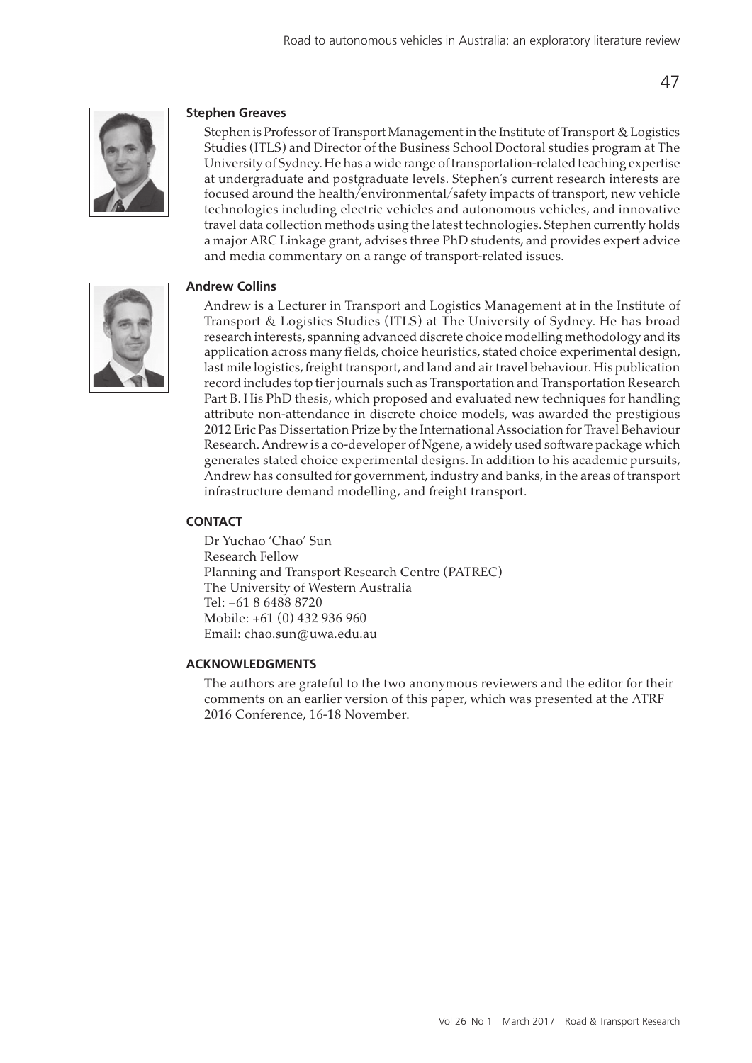**Stephen Greaves**

Stephen is Professor of Transport Management in the Institute of Transport & Logistics Studies (ITLS) and Director of the Business School Doctoral studies program at The University of Sydney. He has a wide range of transportation-related teaching expertise at undergraduate and postgraduate levels. Stephen's current research interests are focused around the health/environmental/safety impacts of transport, new vehicle technologies including electric vehicles and autonomous vehicles, and innovative travel data collection methods using the latest technologies. Stephen currently holds a major ARC Linkage grant, advises three PhD students, and provides expert advice and media commentary on a range of transport-related issues.

**Andrew Collins**

Andrew is a Lecturer in Transport and Logistics Management at in the Institute of Transport & Logistics Studies (ITLS) at The University of Sydney. He has broad research interests, spanning advanced discrete choice modelling methodology and its application across many fields, choice heuristics, stated choice experimental design, last mile logistics, freight transport, and land and air travel behaviour. His publication record includes top tier journals such as Transportation and Transportation Research Part B. His PhD thesis, which proposed and evaluated new techniques for handling attribute non-attendance in discrete choice models, was awarded the prestigious 2012 Eric Pas Dissertation Prize by the International Association for Travel Behaviour Research. Andrew is a co-developer of Ngene, a widely used software package which generates stated choice experimental designs. In addition to his academic pursuits, Andrew has consulted for government, industry and banks, in the areas of transport infrastructure demand modelling, and freight transport.

## CONTACT

Dr Yuchao 'Chao' Sun
Research Fellow
Planning and Transport Research Centre (PATREC)
The University of Western Australia
Tel: +61 8 6488 8720
Mobile: +61 (0) 432 936 960
Email: chao.sun@uwa.edu.au

## ACKNOWLEDGMENTS

The authors are grateful to the two anonymous reviewers and the editor for their comments on an earlier version of this paper, which was presented at the ATRF 2016 Conference, 16-18 November.